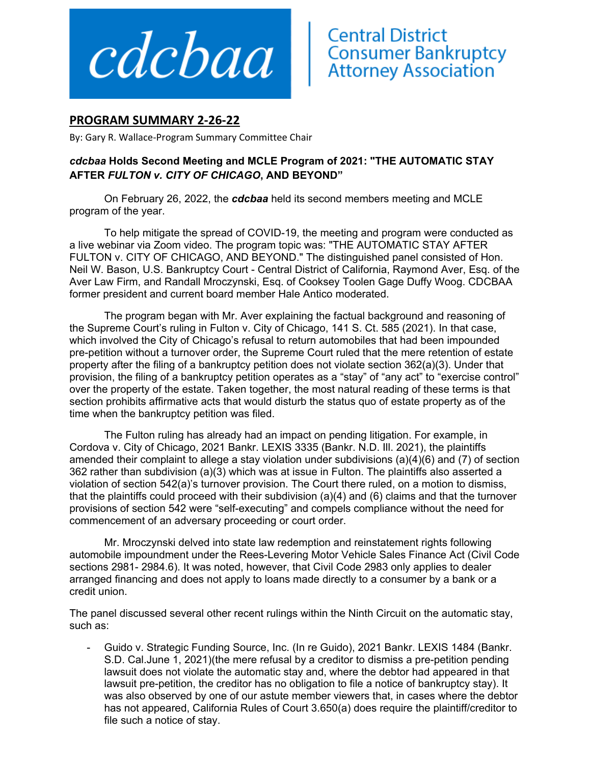cdcbaa | Central District Consumer Bankruptcy Attorney Association

## PROGRAM SUMMARY 2-26-22

By: Gary R. Wallace-Program Summary Committee Chair

### ***cdcbaa*** **Holds Second Meeting and MCLE Program of 2021: "THE AUTOMATIC STAY AFTER *FULTON v. CITY OF CHICAGO*, AND BEYOND"**

On February 26, 2022, the ***cdcbaa*** held its second members meeting and MCLE program of the year.

To help mitigate the spread of COVID-19, the meeting and program were conducted as a live webinar via Zoom video. The program topic was: "THE AUTOMATIC STAY AFTER FULTON v. CITY OF CHICAGO, AND BEYOND." The distinguished panel consisted of Hon. Neil W. Bason, U.S. Bankruptcy Court - Central District of California, Raymond Aver, Esq. of the Aver Law Firm, and Randall Mroczynski, Esq. of Cooksey Toolen Gage Duffy Woog. CDCBAA former president and current board member Hale Antico moderated.

The program began with Mr. Aver explaining the factual background and reasoning of the Supreme Court's ruling in Fulton v. City of Chicago, 141 S. Ct. 585 (2021). In that case, which involved the City of Chicago's refusal to return automobiles that had been impounded pre-petition without a turnover order, the Supreme Court ruled that the mere retention of estate property after the filing of a bankruptcy petition does not violate section 362(a)(3). Under that provision, the filing of a bankruptcy petition operates as a "stay" of "any act" to "exercise control" over the property of the estate. Taken together, the most natural reading of these terms is that section prohibits affirmative acts that would disturb the status quo of estate property as of the time when the bankruptcy petition was filed.

The Fulton ruling has already had an impact on pending litigation. For example, in Cordova v. City of Chicago, 2021 Bankr. LEXIS 3335 (Bankr. N.D. Ill. 2021), the plaintiffs amended their complaint to allege a stay violation under subdivisions (a)(4)(6) and (7) of section 362 rather than subdivision (a)(3) which was at issue in Fulton. The plaintiffs also asserted a violation of section 542(a)'s turnover provision. The Court there ruled, on a motion to dismiss, that the plaintiffs could proceed with their subdivision (a)(4) and (6) claims and that the turnover provisions of section 542 were "self-executing" and compels compliance without the need for commencement of an adversary proceeding or court order.

Mr. Mroczynski delved into state law redemption and reinstatement rights following automobile impoundment under the Rees-Levering Motor Vehicle Sales Finance Act (Civil Code sections 2981- 2984.6). It was noted, however, that Civil Code 2983 only applies to dealer arranged financing and does not apply to loans made directly to a consumer by a bank or a credit union.

The panel discussed several other recent rulings within the Ninth Circuit on the automatic stay, such as:

- Guido v. Strategic Funding Source, Inc. (In re Guido), 2021 Bankr. LEXIS 1484 (Bankr. S.D. Cal.June 1, 2021)(the mere refusal by a creditor to dismiss a pre-petition pending lawsuit does not violate the automatic stay and, where the debtor had appeared in that lawsuit pre-petition, the creditor has no obligation to file a notice of bankruptcy stay). It was also observed by one of our astute member viewers that, in cases where the debtor has not appeared, California Rules of Court 3.650(a) does require the plaintiff/creditor to file such a notice of stay.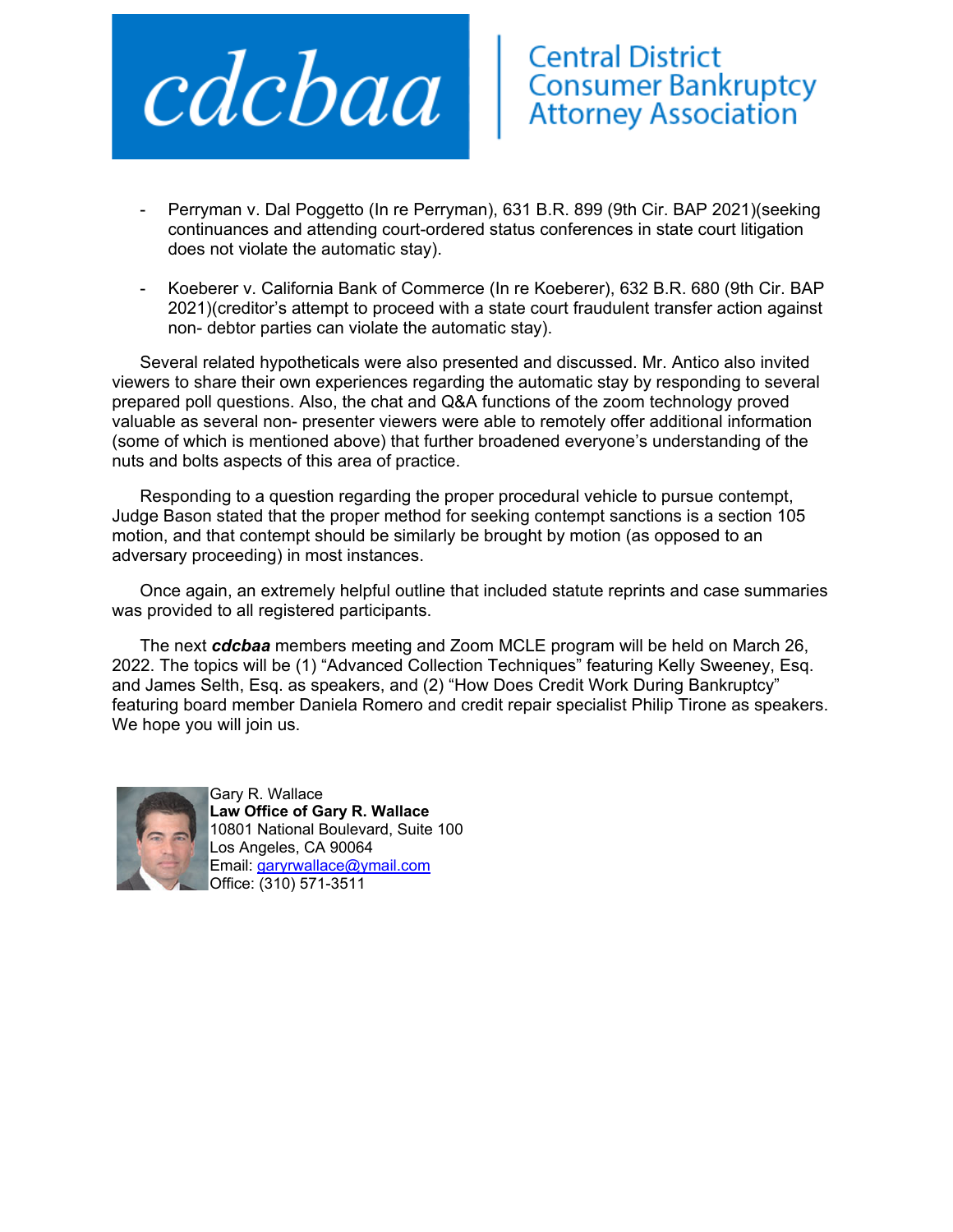- Perryman v. Dal Poggetto (In re Perryman), 631 B.R. 899 (9th Cir. BAP 2021)(seeking continuances and attending court-ordered status conferences in state court litigation does not violate the automatic stay).

- Koeberer v. California Bank of Commerce (In re Koeberer), 632 B.R. 680 (9th Cir. BAP 2021)(creditor's attempt to proceed with a state court fraudulent transfer action against non- debtor parties can violate the automatic stay).

Several related hypotheticals were also presented and discussed. Mr. Antico also invited viewers to share their own experiences regarding the automatic stay by responding to several prepared poll questions. Also, the chat and Q&A functions of the zoom technology proved valuable as several non- presenter viewers were able to remotely offer additional information (some of which is mentioned above) that further broadened everyone's understanding of the nuts and bolts aspects of this area of practice.

Responding to a question regarding the proper procedural vehicle to pursue contempt, Judge Bason stated that the proper method for seeking contempt sanctions is a section 105 motion, and that contempt should be similarly be brought by motion (as opposed to an adversary proceeding) in most instances.

Once again, an extremely helpful outline that included statute reprints and case summaries was provided to all registered participants.

The next ***cdcbaa*** members meeting and Zoom MCLE program will be held on March 26, 2022. The topics will be (1) "Advanced Collection Techniques" featuring Kelly Sweeney, Esq. and James Selth, Esq. as speakers, and (2) "How Does Credit Work During Bankruptcy" featuring board member Daniela Romero and credit repair specialist Philip Tirone as speakers. We hope you will join us.

Gary R. Wallace
**Law Office of Gary R. Wallace**
10801 National Boulevard, Suite 100
Los Angeles, CA 90064
Email: garyrwallace@ymail.com
Office: (310) 571-3511